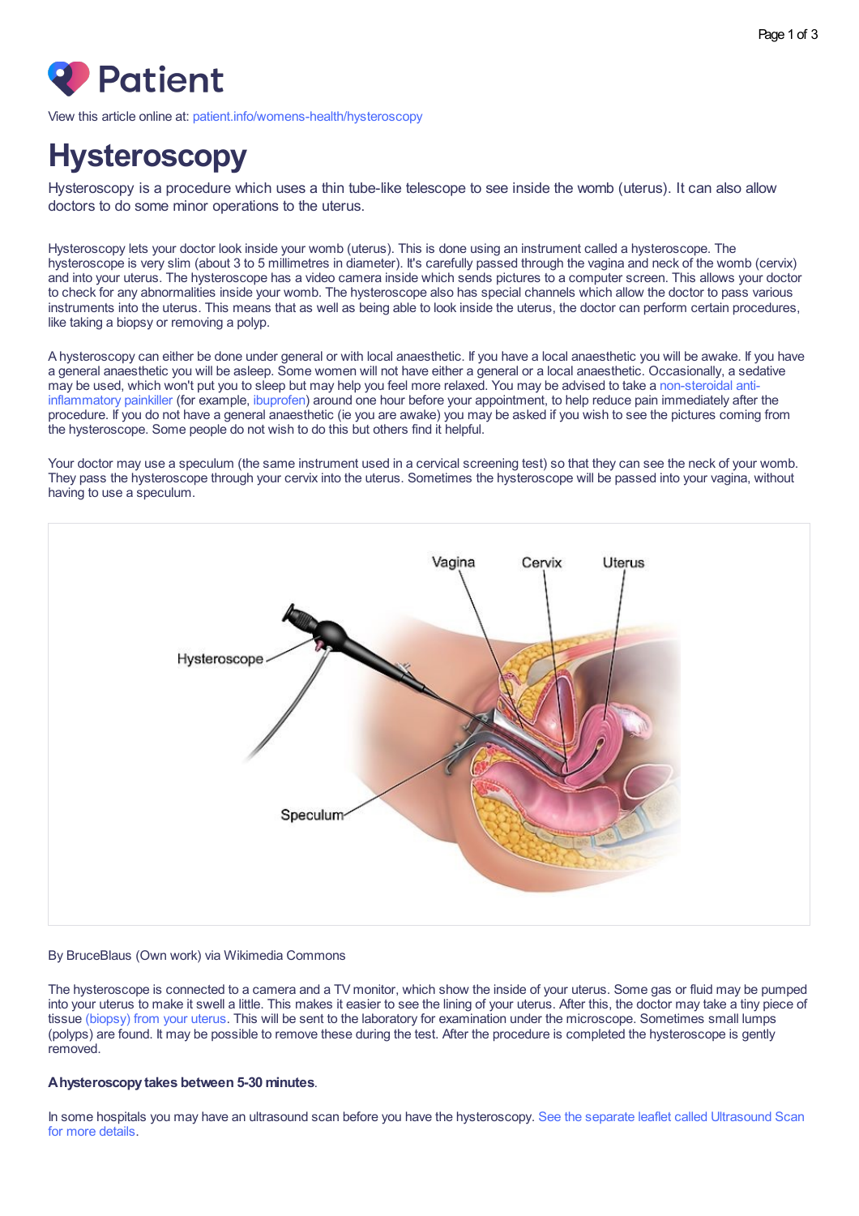Patient

View this article online at: patient.info/womens-health/hysteroscopy

# Hysteroscopy

Hysteroscopy is a procedure which uses a thin tube-like telescope to see inside the womb (uterus). It can also allow doctors to do some minor operations to the uterus.

Hysteroscopy lets your doctor look inside your womb (uterus). This is done using an instrument called a hysteroscope. The hysteroscope is very slim (about 3 to 5 millimetres in diameter). It's carefully passed through the vagina and neck of the womb (cervix) and into your uterus. The hysteroscope has a video camera inside which sends pictures to a computer screen. This allows your doctor to check for any abnormalities inside your womb. The hysteroscope also has special channels which allow the doctor to pass various instruments into the uterus. This means that as well as being able to look inside the uterus, the doctor can perform certain procedures, like taking a biopsy or removing a polyp.

A hysteroscopy can either be done under general or with local anaesthetic. If you have a local anaesthetic you will be awake. If you have a general anaesthetic you will be asleep. Some women will not have either a general or a local anaesthetic. Occasionally, a sedative may be used, which won't put you to sleep but may help you feel more relaxed. You may be advised to take a non-steroidal anti-inflammatory painkiller (for example, ibuprofen) around one hour before your appointment, to help reduce pain immediately after the procedure. If you do not have a general anaesthetic (ie you are awake) you may be asked if you wish to see the pictures coming from the hysteroscope. Some people do not wish to do this but others find it helpful.

Your doctor may use a speculum (the same instrument used in a cervical screening test) so that they can see the neck of your womb. They pass the hysteroscope through your cervix into the uterus. Sometimes the hysteroscope will be passed into your vagina, without having to use a speculum.

By BruceBlaus (Own work) via Wikimedia Commons

The hysteroscope is connected to a camera and a TV monitor, which show the inside of your uterus. Some gas or fluid may be pumped into your uterus to make it swell a little. This makes it easier to see the lining of your uterus. After this, the doctor may take a tiny piece of tissue (biopsy) from your uterus. This will be sent to the laboratory for examination under the microscope. Sometimes small lumps (polyps) are found. It may be possible to remove these during the test. After the procedure is completed the hysteroscope is gently removed.

**A hysteroscopy takes between 5-30 minutes**.

In some hospitals you may have an ultrasound scan before you have the hysteroscopy. See the separate leaflet called Ultrasound Scan for more details.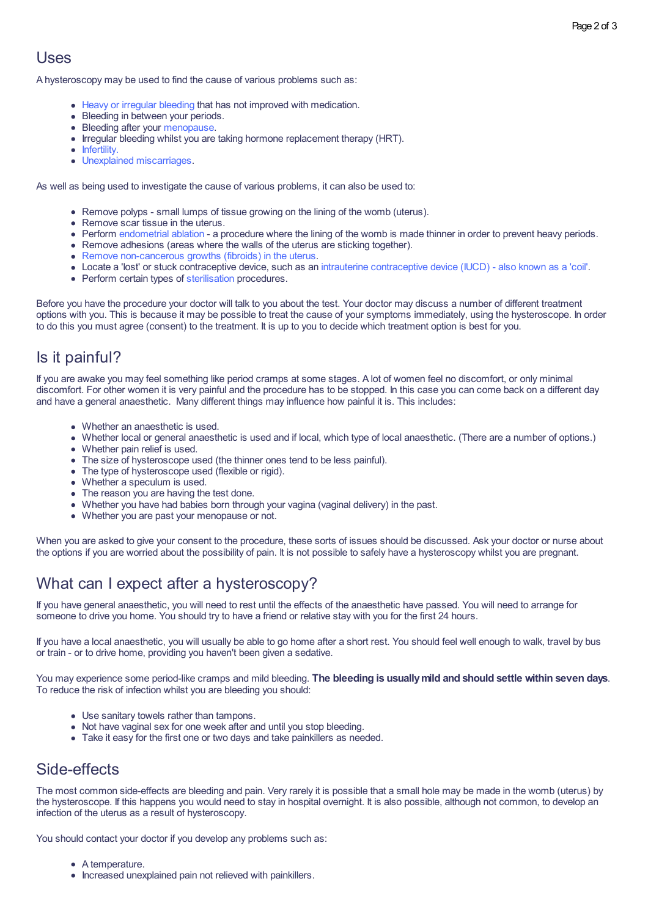## Uses

A hysteroscopy may be used to find the cause of various problems such as:

- Heavy or irregular bleeding that has not improved with medication.
- Bleeding in between your periods.
- Bleeding after your menopause.
- Irregular bleeding whilst you are taking hormone replacement therapy (HRT).
- Infertility.
- Unexplained miscarriages.

As well as being used to investigate the cause of various problems, it can also be used to:

- Remove polyps - small lumps of tissue growing on the lining of the womb (uterus).
- Remove scar tissue in the uterus.
- Perform endometrial ablation - a procedure where the lining of the womb is made thinner in order to prevent heavy periods.
- Remove adhesions (areas where the walls of the uterus are sticking together).
- Remove non-cancerous growths (fibroids) in the uterus.
- Locate a 'lost' or stuck contraceptive device, such as an intrauterine contraceptive device (IUCD) - also known as a 'coil'.
- Perform certain types of sterilisation procedures.

Before you have the procedure your doctor will talk to you about the test. Your doctor may discuss a number of different treatment options with you. This is because it may be possible to treat the cause of your symptoms immediately, using the hysteroscope. In order to do this you must agree (consent) to the treatment. It is up to you to decide which treatment option is best for you.

## Is it painful?

If you are awake you may feel something like period cramps at some stages. A lot of women feel no discomfort, or only minimal discomfort. For other women it is very painful and the procedure has to be stopped. In this case you can come back on a different day and have a general anaesthetic. Many different things may influence how painful it is. This includes:

- Whether an anaesthetic is used.
- Whether local or general anaesthetic is used and if local, which type of local anaesthetic. (There are a number of options.)
- Whether pain relief is used.
- The size of hysteroscope used (the thinner ones tend to be less painful).
- The type of hysteroscope used (flexible or rigid).
- Whether a speculum is used.
- The reason you are having the test done.
- Whether you have had babies born through your vagina (vaginal delivery) in the past.
- Whether you are past your menopause or not.

When you are asked to give your consent to the procedure, these sorts of issues should be discussed. Ask your doctor or nurse about the options if you are worried about the possibility of pain. It is not possible to safely have a hysteroscopy whilst you are pregnant.

## What can I expect after a hysteroscopy?

If you have general anaesthetic, you will need to rest until the effects of the anaesthetic have passed. You will need to arrange for someone to drive you home. You should try to have a friend or relative stay with you for the first 24 hours.

If you have a local anaesthetic, you will usually be able to go home after a short rest. You should feel well enough to walk, travel by bus or train - or to drive home, providing you haven't been given a sedative.

You may experience some period-like cramps and mild bleeding. **The bleeding is usually mild and should settle within seven days**. To reduce the risk of infection whilst you are bleeding you should:

- Use sanitary towels rather than tampons.
- Not have vaginal sex for one week after and until you stop bleeding.
- Take it easy for the first one or two days and take painkillers as needed.

## Side-effects

The most common side-effects are bleeding and pain. Very rarely it is possible that a small hole may be made in the womb (uterus) by the hysteroscope. If this happens you would need to stay in hospital overnight. It is also possible, although not common, to develop an infection of the uterus as a result of hysteroscopy.

You should contact your doctor if you develop any problems such as:

- A temperature.
- Increased unexplained pain not relieved with painkillers.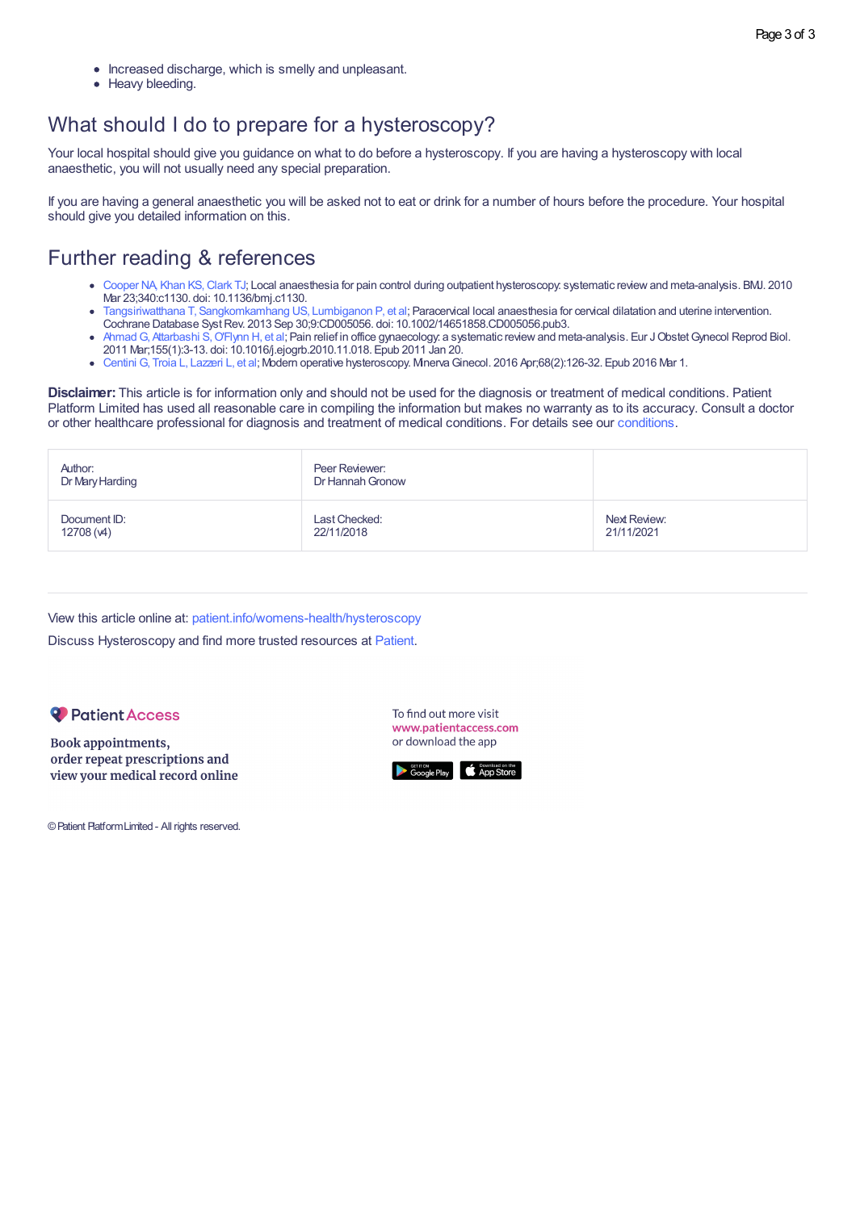- Increased discharge, which is smelly and unpleasant.
- Heavy bleeding.

## What should I do to prepare for a hysteroscopy?

Your local hospital should give you guidance on what to do before a hysteroscopy. If you are having a hysteroscopy with local anaesthetic, you will not usually need any special preparation.

If you are having a general anaesthetic you will be asked not to eat or drink for a number of hours before the procedure. Your hospital should give you detailed information on this.

## Further reading & references

- Cooper NA, Khan KS, Clark TJ; Local anaesthesia for pain control during outpatient hysteroscopy: systematic review and meta-analysis. BMJ. 2010 Mar 23;340:c1130. doi: 10.1136/bmj.c1130.
- Tangsiriwatthana T, Sangkomkamhang US, Lumbiganon P, et al; Paracervical local anaesthesia for cervical dilatation and uterine intervention. Cochrane Database Syst Rev. 2013 Sep 30;9:CD005056. doi: 10.1002/14651858.CD005056.pub3.
- Ahmad G, Attarbashi S, O'Flynn H, et al; Pain relief in office gynaecology: a systematic review and meta-analysis. Eur J Obstet Gynecol Reprod Biol. 2011 Mar;155(1):3-13. doi: 10.1016/j.ejogrb.2010.11.018. Epub 2011 Jan 20.
- Centini G, Troia L, Lazzeri L, et al; Modern operative hysteroscopy. Minerva Ginecol. 2016 Apr;68(2):126-32. Epub 2016 Mar 1.

**Disclaimer:** This article is for information only and should not be used for the diagnosis or treatment of medical conditions. Patient Platform Limited has used all reasonable care in compiling the information but makes no warranty as to its accuracy. Consult a doctor or other healthcare professional for diagnosis and treatment of medical conditions. For details see our conditions.

| | | |
|---|---|---|
| Author:<br>Dr Mary Harding | Peer Reviewer:<br>Dr Hannah Gronow | |
| Document ID:<br>12708 (v4) | Last Checked:<br>22/11/2018 | Next Review:<br>21/11/2021 |

View this article online at: patient.info/womens-health/hysteroscopy

Discuss Hysteroscopy and find more trusted resources at Patient.

Patient Access

Book appointments, order repeat prescriptions and view your medical record online

To find out more visit www.patientaccess.com or download the app

Google Play | App Store

© Patient Platform Limited - All rights reserved.